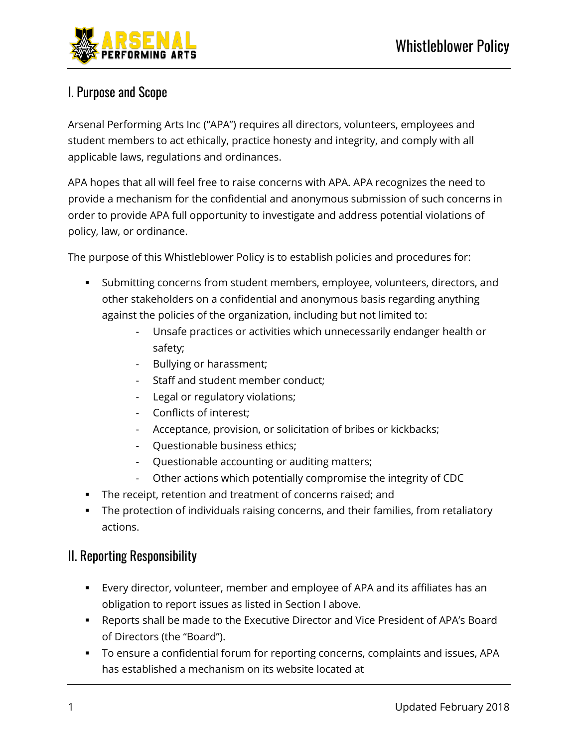# Whistleblower Policy

## I. Purpose and Scope

Arsenal Performing Arts Inc ("APA") requires all directors, volunteers, employees and student members to act ethically, practice honesty and integrity, and comply with all applicable laws, regulations and ordinances.

APA hopes that all will feel free to raise concerns with APA. APA recognizes the need to provide a mechanism for the confidential and anonymous submission of such concerns in order to provide APA full opportunity to investigate and address potential violations of policy, law, or ordinance.

The purpose of this Whistleblower Policy is to establish policies and procedures for:

- Submitting concerns from student members, employee, volunteers, directors, and other stakeholders on a confidential and anonymous basis regarding anything against the policies of the organization, including but not limited to:
    - Unsafe practices or activities which unnecessarily endanger health or safety;
    - Bullying or harassment;
    - Staff and student member conduct;
    - Legal or regulatory violations;
    - Conflicts of interest;
    - Acceptance, provision, or solicitation of bribes or kickbacks;
    - Questionable business ethics;
    - Questionable accounting or auditing matters;
    - Other actions which potentially compromise the integrity of CDC
- The receipt, retention and treatment of concerns raised; and
- The protection of individuals raising concerns, and their families, from retaliatory actions.

## II. Reporting Responsibility

- Every director, volunteer, member and employee of APA and its affiliates has an obligation to report issues as listed in Section I above.
- Reports shall be made to the Executive Director and Vice President of APA's Board of Directors (the "Board").
- To ensure a confidential forum for reporting concerns, complaints and issues, APA has established a mechanism on its website located at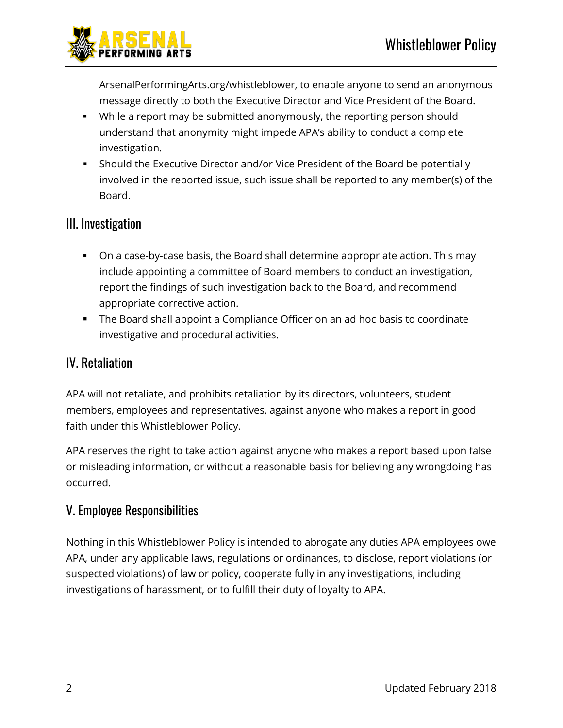ArsenalPerformingArts.org/whistleblower, to enable anyone to send an anonymous message directly to both the Executive Director and Vice President of the Board.

- While a report may be submitted anonymously, the reporting person should understand that anonymity might impede APA's ability to conduct a complete investigation.
- Should the Executive Director and/or Vice President of the Board be potentially involved in the reported issue, such issue shall be reported to any member(s) of the Board.

## III. Investigation

- On a case-by-case basis, the Board shall determine appropriate action. This may include appointing a committee of Board members to conduct an investigation, report the findings of such investigation back to the Board, and recommend appropriate corrective action.
- The Board shall appoint a Compliance Officer on an ad hoc basis to coordinate investigative and procedural activities.

## IV. Retaliation

APA will not retaliate, and prohibits retaliation by its directors, volunteers, student members, employees and representatives, against anyone who makes a report in good faith under this Whistleblower Policy.

APA reserves the right to take action against anyone who makes a report based upon false or misleading information, or without a reasonable basis for believing any wrongdoing has occurred.

## V. Employee Responsibilities

Nothing in this Whistleblower Policy is intended to abrogate any duties APA employees owe APA, under any applicable laws, regulations or ordinances, to disclose, report violations (or suspected violations) of law or policy, cooperate fully in any investigations, including investigations of harassment, or to fulfill their duty of loyalty to APA.